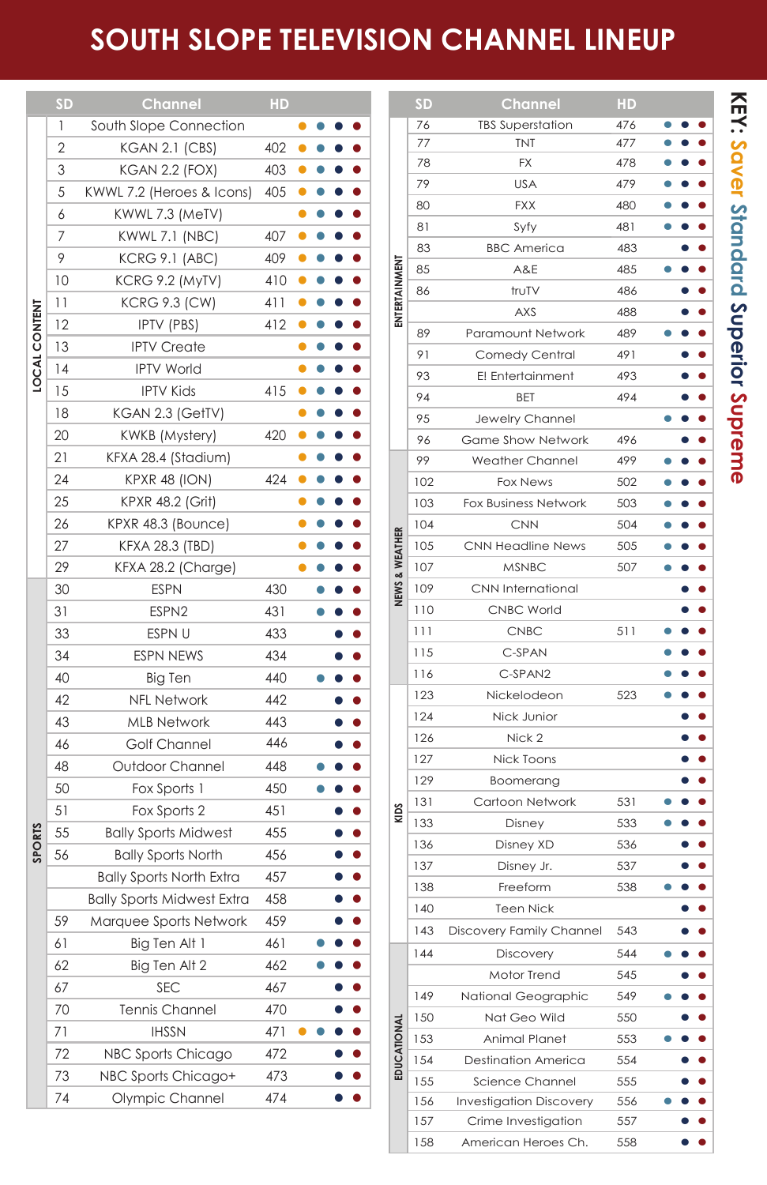# SOUTH SLOPE TELEVISION CHANNEL LINEUP

**KEY:** Saver Standard Superior Supreme

| Category | SD | Channel | HD | Saver | Standard | Superior | Supreme |
|---|---|---|---|---|---|---|---|
| LOCAL CONTENT | 1 | South Slope Connection | | ● | ● | ● | ● |
| | 2 | KGAN 2.1 (CBS) | 402 | ● | ● | ● | ● |
| | 3 | KGAN 2.2 (FOX) | 403 | ● | ● | ● | ● |
| | 5 | KWWL 7.2 (Heroes & Icons) | 405 | ● | ● | ● | ● |
| | 6 | KWWL 7.3 (MeTV) | | ● | ● | ● | ● |
| | 7 | KWWL 7.1 (NBC) | 407 | ● | ● | ● | ● |
| | 9 | KCRG 9.1 (ABC) | 409 | ● | ● | ● | ● |
| | 10 | KCRG 9.2 (MyTV) | 410 | ● | ● | ● | ● |
| | 11 | KCRG 9.3 (CW) | 411 | ● | ● | ● | ● |
| | 12 | IPTV (PBS) | 412 | ● | ● | ● | ● |
| | 13 | IPTV Create | | ● | ● | ● | ● |
| | 14 | IPTV World | | ● | ● | ● | ● |
| | 15 | IPTV Kids | 415 | ● | ● | ● | ● |
| | 18 | KGAN 2.3 (GetTV) | | ● | ● | ● | ● |
| | 20 | KWKB (Mystery) | 420 | ● | ● | ● | ● |
| | 21 | KFXA 28.4 (Stadium) | | ● | ● | ● | ● |
| | 24 | KPXR 48 (ION) | 424 | ● | ● | ● | ● |
| | 25 | KPXR 48.2 (Grit) | | ● | ● | ● | ● |
| | 26 | KPXR 48.3 (Bounce) | | ● | ● | ● | ● |
| | 27 | KFXA 28.3 (TBD) | | ● | ● | ● | ● |
| | 29 | KFXA 28.2 (Charge) | | ● | ● | ● | ● |
| SPORTS | 30 | ESPN | 430 | | ● | ● | ● |
| | 31 | ESPN2 | 431 | | ● | ● | ● |
| | 33 | ESPN U | 433 | | | ● | ● |
| | 34 | ESPN NEWS | 434 | | | ● | ● |
| | 40 | Big Ten | 440 | | ● | ● | ● |
| | 42 | NFL Network | 442 | | | ● | ● |
| | 43 | MLB Network | 443 | | | ● | ● |
| | 46 | Golf Channel | 446 | | | ● | ● |
| | 48 | Outdoor Channel | 448 | | ● | ● | ● |
| | 50 | Fox Sports 1 | 450 | | ● | ● | ● |
| | 51 | Fox Sports 2 | 451 | | | ● | ● |
| | 55 | Bally Sports Midwest | 455 | | | ● | ● |
| | 56 | Bally Sports North | 456 | | | ● | ● |
| | | Bally Sports North Extra | 457 | | | ● | ● |
| | | Bally Sports Midwest Extra | 458 | | | ● | ● |
| | 59 | Marquee Sports Network | 459 | | | ● | ● |
| | 61 | Big Ten Alt 1 | 461 | | ● | ● | ● |
| | 62 | Big Ten Alt 2 | 462 | | ● | ● | ● |
| | 67 | SEC | 467 | | | ● | ● |
| | 70 | Tennis Channel | 470 | | | ● | ● |
| | 71 | IHSSN | 471 | ● | ● | ● | ● |
| | 72 | NBC Sports Chicago | 472 | | | ● | ● |
| | 73 | NBC Sports Chicago+ | 473 | | | ● | ● |
| | 74 | Olympic Channel | 474 | | | ● | ● |
| ENTERTAINMENT | 76 | TBS Superstation | 476 | | ● | ● | ● |
| | 77 | TNT | 477 | | ● | ● | ● |
| | 78 | FX | 478 | | ● | ● | ● |
| | 79 | USA | 479 | | ● | ● | ● |
| | 80 | FXX | 480 | | ● | ● | ● |
| | 81 | Syfy | 481 | | ● | ● | ● |
| | 83 | BBC America | 483 | | | ● | ● |
| | 85 | A&E | 485 | | ● | ● | ● |
| | 86 | truTV | 486 | | | ● | ● |
| | | AXS | 488 | | | ● | ● |
| | 89 | Paramount Network | 489 | | ● | ● | ● |
| | 91 | Comedy Central | 491 | | | ● | ● |
| | 93 | E! Entertainment | 493 | | | ● | ● |
| | 94 | BET | 494 | | | ● | ● |
| | 95 | Jewelry Channel | | | ● | ● | ● |
| | 96 | Game Show Network | 496 | | | ● | ● |
| NEWS & WEATHER | 99 | Weather Channel | 499 | | ● | ● | ● |
| | 102 | Fox News | 502 | | ● | ● | ● |
| | 103 | Fox Business Network | 503 | | ● | ● | ● |
| | 104 | CNN | 504 | | ● | ● | ● |
| | 105 | CNN Headline News | 505 | | ● | ● | ● |
| | 107 | MSNBC | 507 | | ● | ● | ● |
| | 109 | CNN International | | | | ● | ● |
| | 110 | CNBC World | | | | ● | ● |
| | 111 | CNBC | 511 | | ● | ● | ● |
| | 115 | C-SPAN | | | ● | ● | ● |
| | 116 | C-SPAN2 | | | ● | ● | ● |
| KIDS | 123 | Nickelodeon | 523 | | ● | ● | ● |
| | 124 | Nick Junior | | | | ● | ● |
| | 126 | Nick 2 | | | | ● | ● |
| | 127 | Nick Toons | | | | ● | ● |
| | 129 | Boomerang | | | | ● | ● |
| | 131 | Cartoon Network | 531 | | ● | ● | ● |
| | 133 | Disney | 533 | | ● | ● | ● |
| | 136 | Disney XD | 536 | | | ● | ● |
| | 137 | Disney Jr. | 537 | | | ● | ● |
| | 138 | Freeform | 538 | | ● | ● | ● |
| | 140 | Teen Nick | | | | ● | ● |
| | 143 | Discovery Family Channel | 543 | | | ● | ● |
| EDUCATIONAL | 144 | Discovery | 544 | | ● | ● | ● |
| | | Motor Trend | 545 | | | ● | ● |
| | 149 | National Geographic | 549 | | ● | ● | ● |
| | 150 | Nat Geo Wild | 550 | | | ● | ● |
| | 153 | Animal Planet | 553 | | ● | ● | ● |
| | 154 | Destination America | 554 | | | ● | ● |
| | 155 | Science Channel | 555 | | | ● | ● |
| | 156 | Investigation Discovery | 556 | | ● | ● | ● |
| | 157 | Crime Investigation | 557 | | | ● | ● |
| | 158 | American Heroes Ch. | 558 | | | ● | ● |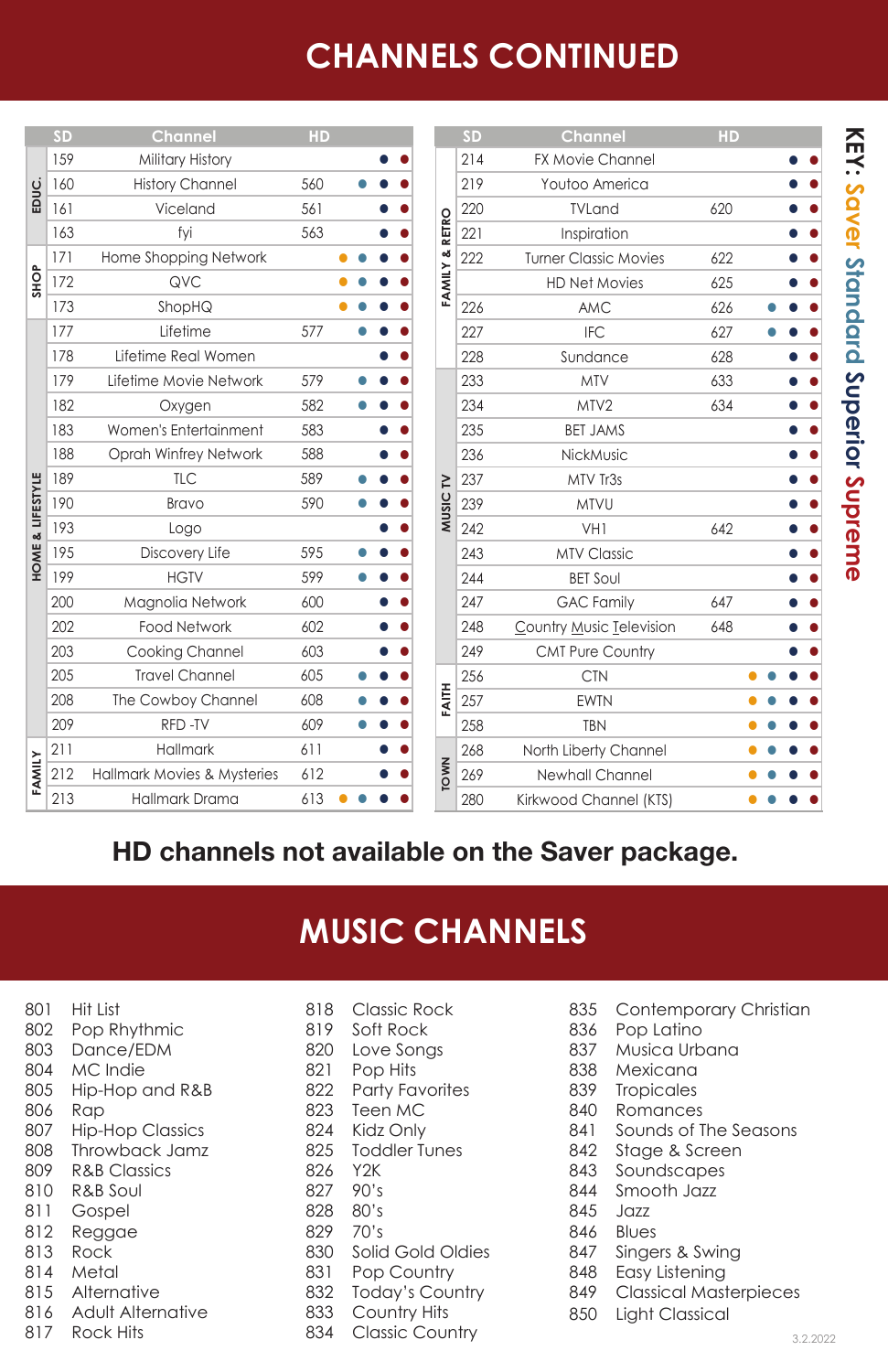# CHANNELS CONTINUED

**KEY:** Saver Standard Superior Supreme

| Category | SD | Channel | HD | Saver | Standard | Superior | Supreme |
|---|---|---|---|---|---|---|---|
| EDUC. | 159 | Military History | | | | ● | ● |
| EDUC. | 160 | History Channel | 560 | | ● | ● | ● |
| EDUC. | 161 | Viceland | 561 | | | ● | ● |
| EDUC. | 163 | fyi | 563 | | | ● | ● |
| SHOP | 171 | Home Shopping Network | | ● | ● | ● | ● |
| SHOP | 172 | QVC | | ● | ● | ● | ● |
| SHOP | 173 | ShopHQ | | ● | ● | ● | ● |
| HOME & LIFESTYLE | 177 | Lifetime | 577 | | ● | ● | ● |
| HOME & LIFESTYLE | 178 | Lifetime Real Women | | | | ● | ● |
| HOME & LIFESTYLE | 179 | Lifetime Movie Network | 579 | | ● | ● | ● |
| HOME & LIFESTYLE | 182 | Oxygen | 582 | | ● | ● | ● |
| HOME & LIFESTYLE | 183 | Women's Entertainment | 583 | | | ● | ● |
| HOME & LIFESTYLE | 188 | Oprah Winfrey Network | 588 | | | ● | ● |
| HOME & LIFESTYLE | 189 | TLC | 589 | | ● | ● | ● |
| HOME & LIFESTYLE | 190 | Bravo | 590 | | ● | ● | ● |
| HOME & LIFESTYLE | 193 | Logo | | | | ● | ● |
| HOME & LIFESTYLE | 195 | Discovery Life | 595 | | ● | ● | ● |
| HOME & LIFESTYLE | 199 | HGTV | 599 | | ● | ● | ● |
| HOME & LIFESTYLE | 200 | Magnolia Network | 600 | | | ● | ● |
| HOME & LIFESTYLE | 202 | Food Network | 602 | | | ● | ● |
| HOME & LIFESTYLE | 203 | Cooking Channel | 603 | | | ● | ● |
| HOME & LIFESTYLE | 205 | Travel Channel | 605 | | ● | ● | ● |
| HOME & LIFESTYLE | 208 | The Cowboy Channel | 608 | | ● | ● | ● |
| HOME & LIFESTYLE | 209 | RFD -TV | 609 | | ● | ● | ● |
| FAMILY | 211 | Hallmark | 611 | | | ● | ● |
| FAMILY | 212 | Hallmark Movies & Mysteries | 612 | | | ● | ● |
| FAMILY | 213 | Hallmark Drama | 613 | ● | ● | ● | ● |

| Category | SD | Channel | HD | Saver | Standard | Superior | Supreme |
|---|---|---|---|---|---|---|---|
| FAMILY & RETRO | 214 | FX Movie Channel | | | | ● | ● |
| FAMILY & RETRO | 219 | Youtoo America | | | | ● | ● |
| FAMILY & RETRO | 220 | TVLand | 620 | | | ● | ● |
| FAMILY & RETRO | 221 | Inspiration | | | | ● | ● |
| FAMILY & RETRO | 222 | Turner Classic Movies | 622 | | | ● | ● |
| FAMILY & RETRO | | HD Net Movies | 625 | | | ● | ● |
| FAMILY & RETRO | 226 | AMC | 626 | | ● | ● | ● |
| FAMILY & RETRO | 227 | IFC | 627 | | ● | ● | ● |
| FAMILY & RETRO | 228 | Sundance | 628 | | | ● | ● |
| MUSIC TV | 233 | MTV | 633 | | | ● | ● |
| MUSIC TV | 234 | MTV2 | 634 | | | ● | ● |
| MUSIC TV | 235 | BET JAMS | | | | ● | ● |
| MUSIC TV | 236 | NickMusic | | | | ● | ● |
| MUSIC TV | 237 | MTV Tr3s | | | | ● | ● |
| MUSIC TV | 239 | MTVU | | | | ● | ● |
| MUSIC TV | 242 | VH1 | 642 | | | ● | ● |
| MUSIC TV | 243 | MTV Classic | | | | ● | ● |
| MUSIC TV | 244 | BET Soul | | | | ● | ● |
| MUSIC TV | 247 | GAC Family | 647 | | | ● | ● |
| MUSIC TV | 248 | Country Music Television | 648 | | | ● | ● |
| MUSIC TV | 249 | CMT Pure Country | | | | ● | ● |
| FAITH | 256 | CTN | | ● | ● | ● | ● |
| FAITH | 257 | EWTN | | ● | ● | ● | ● |
| FAITH | 258 | TBN | | ● | ● | ● | ● |
| TOWN | 268 | North Liberty Channel | | ● | ● | ● | ● |
| TOWN | 269 | Newhall Channel | | ● | ● | ● | ● |
| TOWN | 280 | Kirkwood Channel (KTS) | | ● | ● | ● | ● |

**HD channels not available on the Saver package.**

# MUSIC CHANNELS

801 Hit List
802 Pop Rhythmic
803 Dance/EDM
804 MC Indie
805 Hip-Hop and R&B
806 Rap
807 Hip-Hop Classics
808 Throwback Jamz
809 R&B Classics
810 R&B Soul
811 Gospel
812 Reggae
813 Rock
814 Metal
815 Alternative
816 Adult Alternative
817 Rock Hits
818 Classic Rock
819 Soft Rock
820 Love Songs
821 Pop Hits
822 Party Favorites
823 Teen MC
824 Kidz Only
825 Toddler Tunes
826 Y2K
827 90's
828 80's
829 70's
830 Solid Gold Oldies
831 Pop Country
832 Today's Country
833 Country Hits
834 Classic Country
835 Contemporary Christian
836 Pop Latino
837 Musica Urbana
838 Mexicana
839 Tropicales
840 Romances
841 Sounds of The Seasons
842 Stage & Screen
843 Soundscapes
844 Smooth Jazz
845 Jazz
846 Blues
847 Singers & Swing
848 Easy Listening
849 Classical Masterpieces
850 Light Classical

3.2.2022